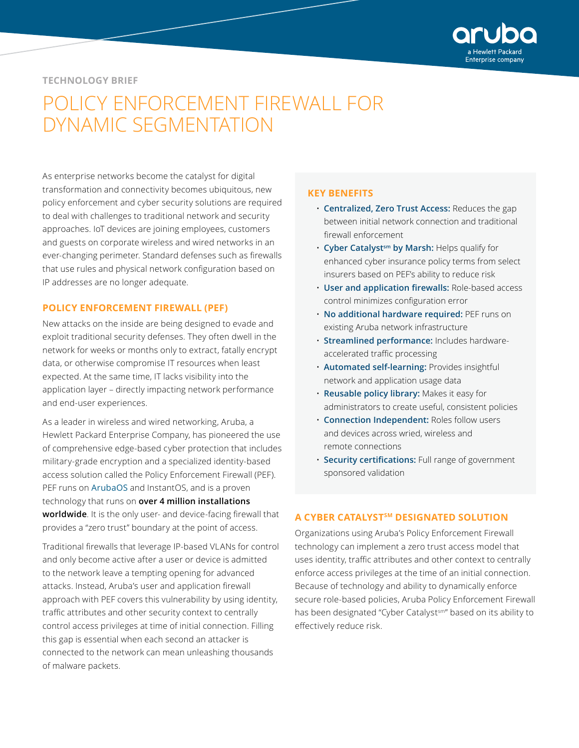TECHNOLOGY BRIEF

# POLICY ENFORCEMENT FIREWALL FOR DYNAMIC SEGMENTATION

As enterprise networks become the catalyst for digital transformation and connectivity becomes ubiquitous, new policy enforcement and cyber security solutions are required to deal with challenges to traditional network and security approaches. IoT devices are joining employees, customers and guests on corporate wireless and wired networks in an ever-changing perimeter. Standard defenses such as firewalls that use rules and physical network configuration based on IP addresses are no longer adequate.

## POLICY ENFORCEMENT FIREWALL (PEF)

New attacks on the inside are being designed to evade and exploit traditional security defenses. They often dwell in the network for weeks or months only to extract, fatally encrypt data, or otherwise compromise IT resources when least expected. At the same time, IT lacks visibility into the application layer – directly impacting network performance and end-user experiences.

As a leader in wireless and wired networking, Aruba, a Hewlett Packard Enterprise Company, has pioneered the use of comprehensive edge-based cyber protection that includes military-grade encryption and a specialized identity-based access solution called the Policy Enforcement Firewall (PEF). PEF runs on ArubaOS and InstantOS, and is a proven technology that runs on **over 4 million installations worldwide**. It is the only user- and device-facing firewall that provides a "zero trust" boundary at the point of access.

Traditional firewalls that leverage IP-based VLANs for control and only become active after a user or device is admitted to the network leave a tempting opening for advanced attacks. Instead, Aruba's user and application firewall approach with PEF covers this vulnerability by using identity, traffic attributes and other security context to centrally control access privileges at time of initial connection. Filling this gap is essential when each second an attacker is connected to the network can mean unleashing thousands of malware packets.

## KEY BENEFITS

- **Centralized, Zero Trust Access:** Reduces the gap between initial network connection and traditional firewall enforcement
- **Cyber Catalyst℠ by Marsh:** Helps qualify for enhanced cyber insurance policy terms from select insurers based on PEF's ability to reduce risk
- **User and application firewalls:** Role-based access control minimizes configuration error
- **No additional hardware required:** PEF runs on existing Aruba network infrastructure
- **Streamlined performance:** Includes hardware-accelerated traffic processing
- **Automated self-learning:** Provides insightful network and application usage data
- **Reusable policy library:** Makes it easy for administrators to create useful, consistent policies
- **Connection Independent:** Roles follow users and devices across wried, wireless and remote connections
- **Security certifications:** Full range of government sponsored validation

## A CYBER CATALYST℠ DESIGNATED SOLUTION

Organizations using Aruba's Policy Enforcement Firewall technology can implement a zero trust access model that uses identity, traffic attributes and other context to centrally enforce access privileges at the time of an initial connection. Because of technology and ability to dynamically enforce secure role-based policies, Aruba Policy Enforcement Firewall has been designated "Cyber Catalyst℠" based on its ability to effectively reduce risk.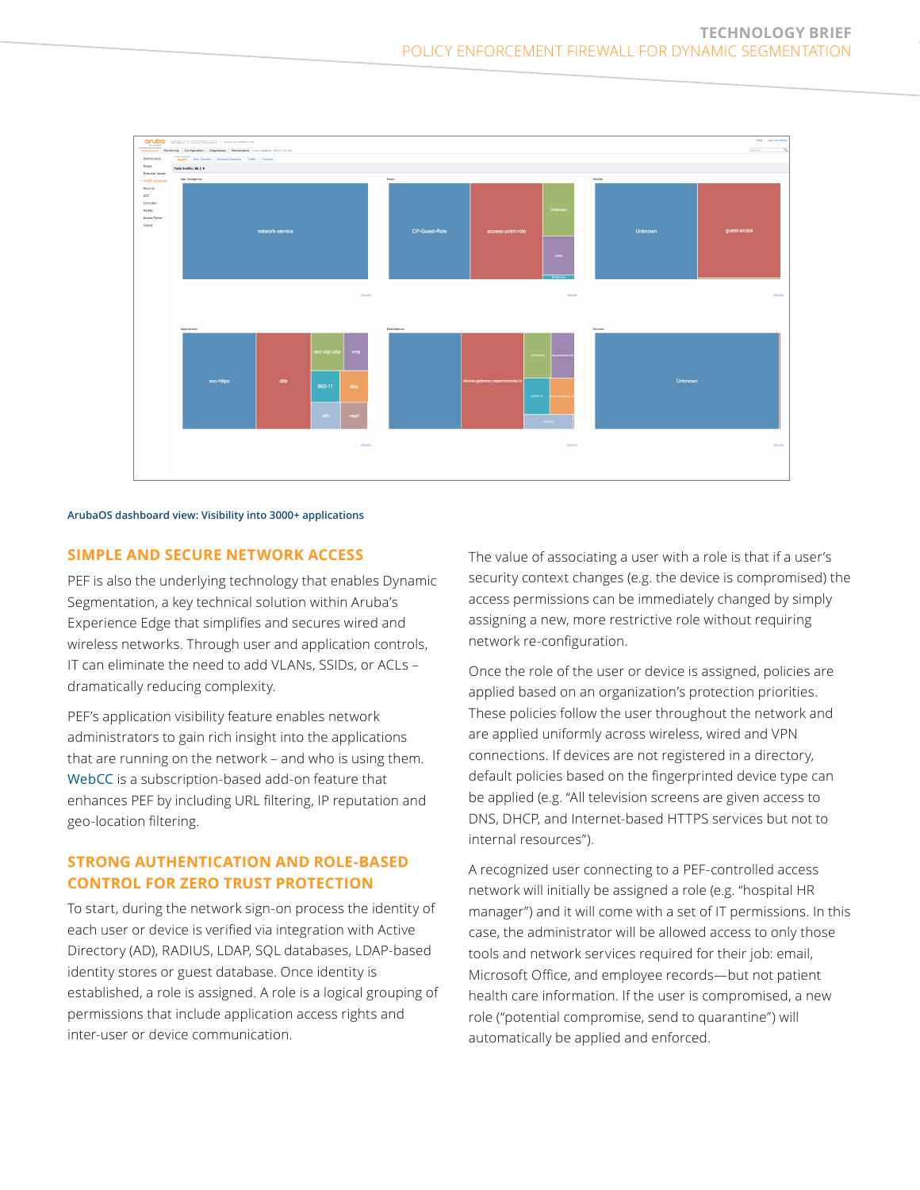ArubaOS dashboard view: Visibility into 3000+ applications

## SIMPLE AND SECURE NETWORK ACCESS

PEF is also the underlying technology that enables Dynamic Segmentation, a key technical solution within Aruba's Experience Edge that simplifies and secures wired and wireless networks. Through user and application controls, IT can eliminate the need to add VLANs, SSIDs, or ACLs – dramatically reducing complexity.

PEF's application visibility feature enables network administrators to gain rich insight into the applications that are running on the network – and who is using them. WebCC is a subscription-based add-on feature that enhances PEF by including URL filtering, IP reputation and geo-location filtering.

## STRONG AUTHENTICATION AND ROLE-BASED CONTROL FOR ZERO TRUST PROTECTION

To start, during the network sign-on process the identity of each user or device is verified via integration with Active Directory (AD), RADIUS, LDAP, SQL databases, LDAP-based identity stores or guest database. Once identity is established, a role is assigned. A role is a logical grouping of permissions that include application access rights and inter-user or device communication.

The value of associating a user with a role is that if a user's security context changes (e.g. the device is compromised) the access permissions can be immediately changed by simply assigning a new, more restrictive role without requiring network re-configuration.

Once the role of the user or device is assigned, policies are applied based on an organization's protection priorities. These policies follow the user throughout the network and are applied uniformly across wireless, wired and VPN connections. If devices are not registered in a directory, default policies based on the fingerprinted device type can be applied (e.g. "All television screens are given access to DNS, DHCP, and Internet-based HTTPS services but not to internal resources").

A recognized user connecting to a PEF-controlled access network will initially be assigned a role (e.g. "hospital HR manager") and it will come with a set of IT permissions. In this case, the administrator will be allowed access to only those tools and network services required for their job: email, Microsoft Office, and employee records—but not patient health care information. If the user is compromised, a new role ("potential compromise, send to quarantine") will automatically be applied and enforced.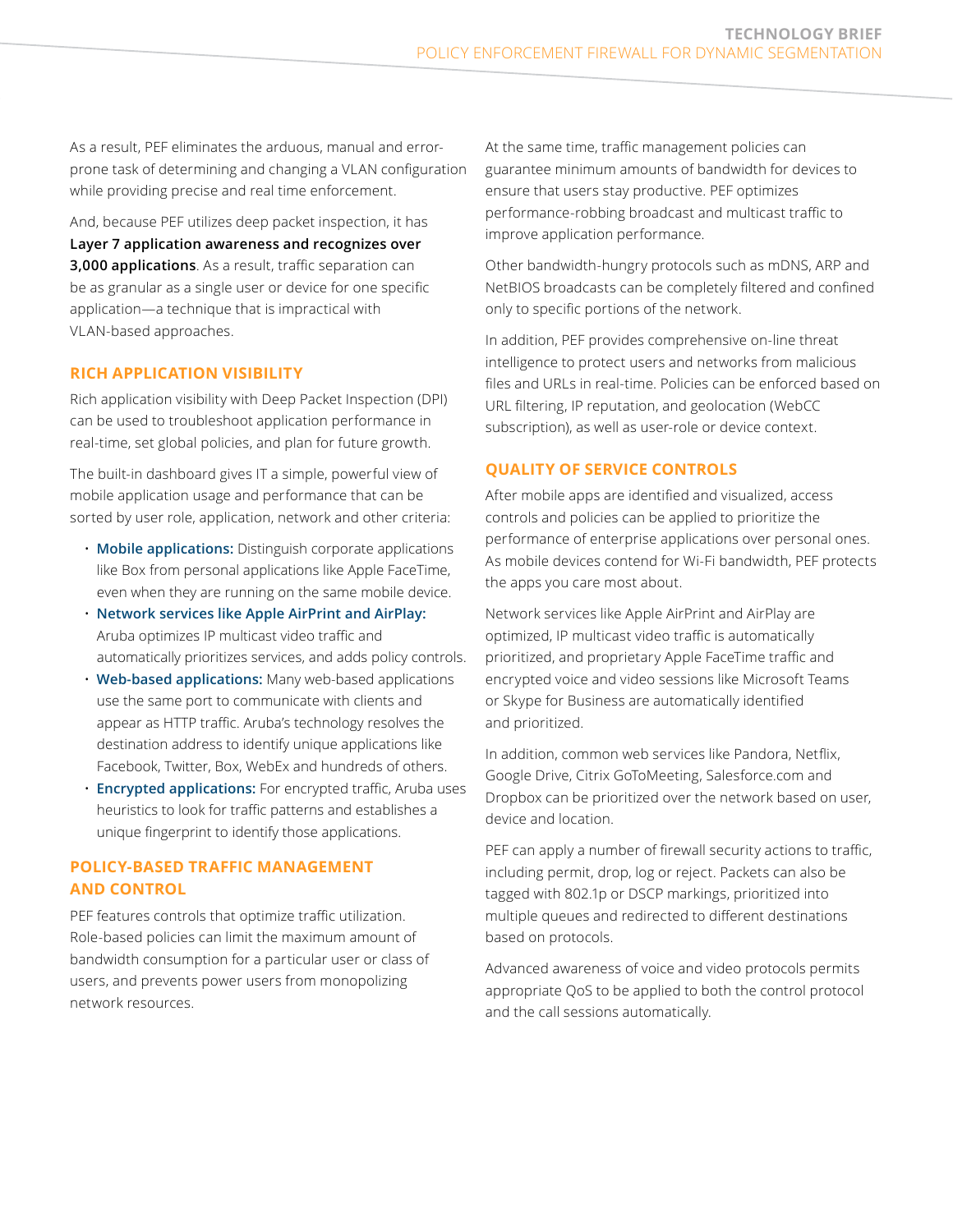As a result, PEF eliminates the arduous, manual and error-prone task of determining and changing a VLAN configuration while providing precise and real time enforcement.

And, because PEF utilizes deep packet inspection, it has **Layer 7 application awareness and recognizes over 3,000 applications**. As a result, traffic separation can be as granular as a single user or device for one specific application—a technique that is impractical with VLAN-based approaches.

## RICH APPLICATION VISIBILITY

Rich application visibility with Deep Packet Inspection (DPI) can be used to troubleshoot application performance in real-time, set global policies, and plan for future growth.

The built-in dashboard gives IT a simple, powerful view of mobile application usage and performance that can be sorted by user role, application, network and other criteria:

- **Mobile applications:** Distinguish corporate applications like Box from personal applications like Apple FaceTime, even when they are running on the same mobile device.
- **Network services like Apple AirPrint and AirPlay:** Aruba optimizes IP multicast video traffic and automatically prioritizes services, and adds policy controls.
- **Web-based applications:** Many web-based applications use the same port to communicate with clients and appear as HTTP traffic. Aruba's technology resolves the destination address to identify unique applications like Facebook, Twitter, Box, WebEx and hundreds of others.
- **Encrypted applications:** For encrypted traffic, Aruba uses heuristics to look for traffic patterns and establishes a unique fingerprint to identify those applications.

## POLICY-BASED TRAFFIC MANAGEMENT AND CONTROL

PEF features controls that optimize traffic utilization. Role-based policies can limit the maximum amount of bandwidth consumption for a particular user or class of users, and prevents power users from monopolizing network resources.

At the same time, traffic management policies can guarantee minimum amounts of bandwidth for devices to ensure that users stay productive. PEF optimizes performance-robbing broadcast and multicast traffic to improve application performance.

Other bandwidth-hungry protocols such as mDNS, ARP and NetBIOS broadcasts can be completely filtered and confined only to specific portions of the network.

In addition, PEF provides comprehensive on-line threat intelligence to protect users and networks from malicious files and URLs in real-time. Policies can be enforced based on URL filtering, IP reputation, and geolocation (WebCC subscription), as well as user-role or device context.

## QUALITY OF SERVICE CONTROLS

After mobile apps are identified and visualized, access controls and policies can be applied to prioritize the performance of enterprise applications over personal ones. As mobile devices contend for Wi-Fi bandwidth, PEF protects the apps you care most about.

Network services like Apple AirPrint and AirPlay are optimized, IP multicast video traffic is automatically prioritized, and proprietary Apple FaceTime traffic and encrypted voice and video sessions like Microsoft Teams or Skype for Business are automatically identified and prioritized.

In addition, common web services like Pandora, Netflix, Google Drive, Citrix GoToMeeting, Salesforce.com and Dropbox can be prioritized over the network based on user, device and location.

PEF can apply a number of firewall security actions to traffic, including permit, drop, log or reject. Packets can also be tagged with 802.1p or DSCP markings, prioritized into multiple queues and redirected to different destinations based on protocols.

Advanced awareness of voice and video protocols permits appropriate QoS to be applied to both the control protocol and the call sessions automatically.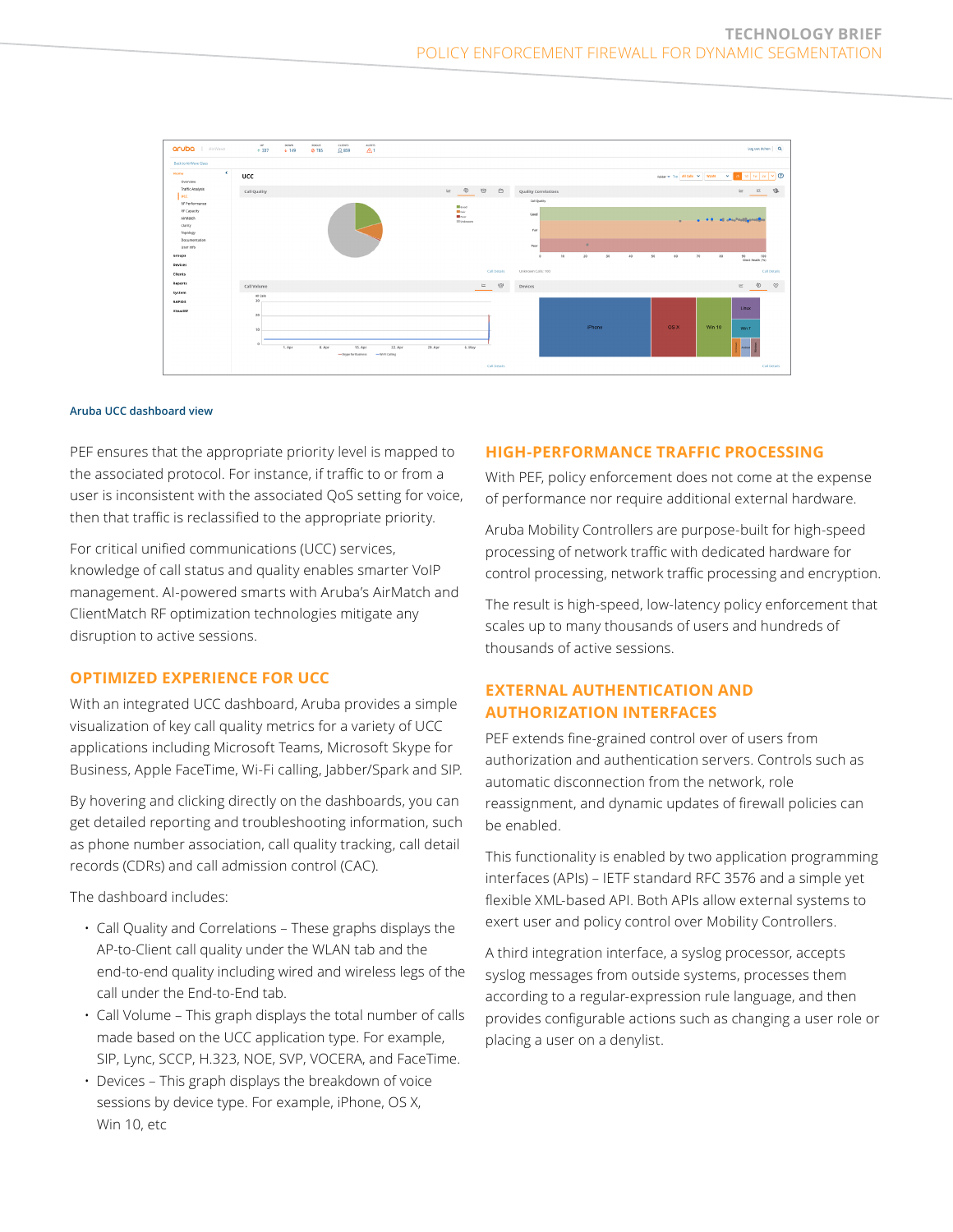Aruba UCC dashboard view

PEF ensures that the appropriate priority level is mapped to the associated protocol. For instance, if traffic to or from a user is inconsistent with the associated QoS setting for voice, then that traffic is reclassified to the appropriate priority.

For critical unified communications (UCC) services, knowledge of call status and quality enables smarter VoIP management. AI-powered smarts with Aruba's AirMatch and ClientMatch RF optimization technologies mitigate any disruption to active sessions.

## OPTIMIZED EXPERIENCE FOR UCC

With an integrated UCC dashboard, Aruba provides a simple visualization of key call quality metrics for a variety of UCC applications including Microsoft Teams, Microsoft Skype for Business, Apple FaceTime, Wi-Fi calling, Jabber/Spark and SIP.

By hovering and clicking directly on the dashboards, you can get detailed reporting and troubleshooting information, such as phone number association, call quality tracking, call detail records (CDRs) and call admission control (CAC).

The dashboard includes:

- Call Quality and Correlations – These graphs displays the AP-to-Client call quality under the WLAN tab and the end-to-end quality including wired and wireless legs of the call under the End-to-End tab.
- Call Volume – This graph displays the total number of calls made based on the UCC application type. For example, SIP, Lync, SCCP, H.323, NOE, SVP, VOCERA, and FaceTime.
- Devices – This graph displays the breakdown of voice sessions by device type. For example, iPhone, OS X, Win 10, etc

## HIGH-PERFORMANCE TRAFFIC PROCESSING

With PEF, policy enforcement does not come at the expense of performance nor require additional external hardware.

Aruba Mobility Controllers are purpose-built for high-speed processing of network traffic with dedicated hardware for control processing, network traffic processing and encryption.

The result is high-speed, low-latency policy enforcement that scales up to many thousands of users and hundreds of thousands of active sessions.

## EXTERNAL AUTHENTICATION AND AUTHORIZATION INTERFACES

PEF extends fine-grained control over of users from authorization and authentication servers. Controls such as automatic disconnection from the network, role reassignment, and dynamic updates of firewall policies can be enabled.

This functionality is enabled by two application programming interfaces (APIs) – IETF standard RFC 3576 and a simple yet flexible XML-based API. Both APIs allow external systems to exert user and policy control over Mobility Controllers.

A third integration interface, a syslog processor, accepts syslog messages from outside systems, processes them according to a regular-expression rule language, and then provides configurable actions such as changing a user role or placing a user on a denylist.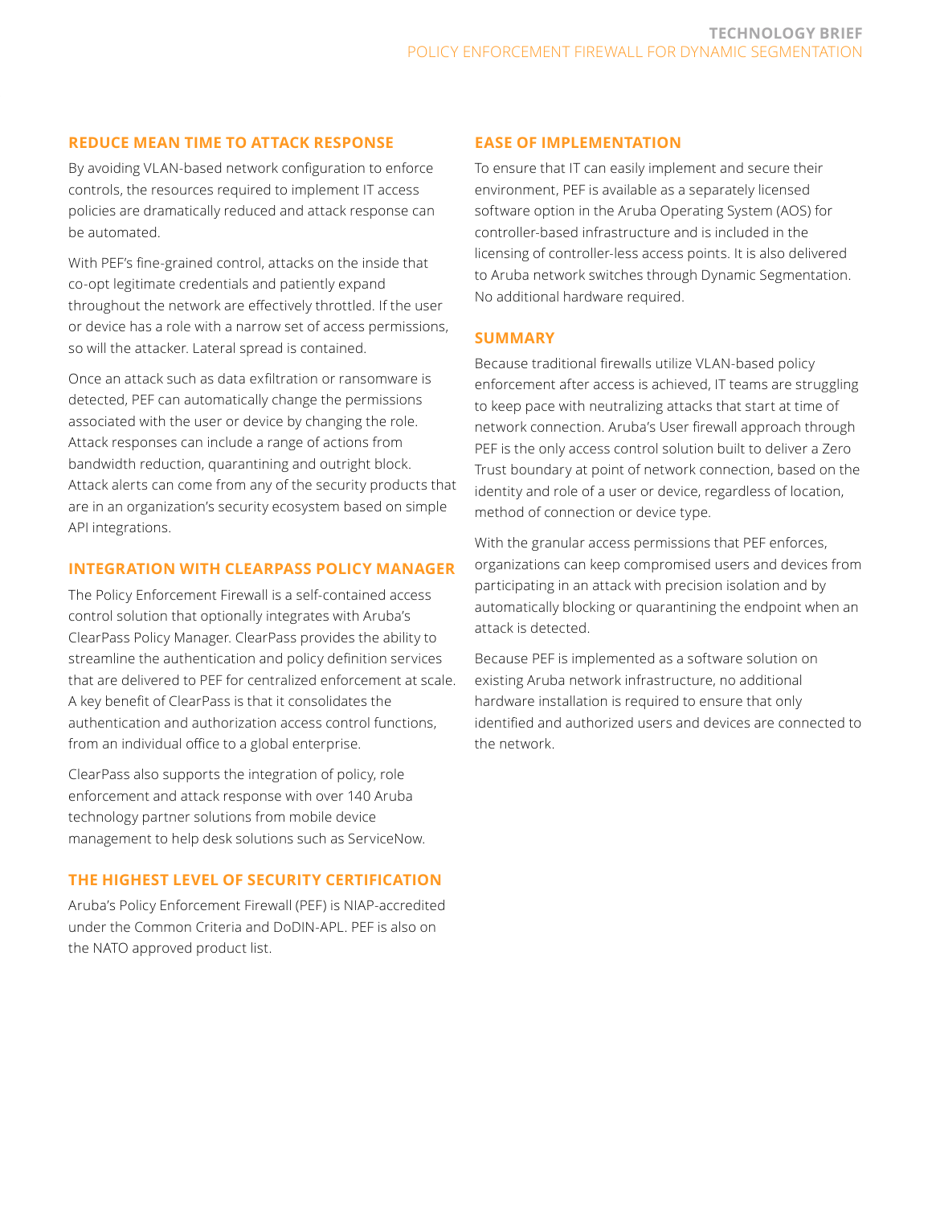## REDUCE MEAN TIME TO ATTACK RESPONSE

By avoiding VLAN-based network configuration to enforce controls, the resources required to implement IT access policies are dramatically reduced and attack response can be automated.

With PEF's fine-grained control, attacks on the inside that co-opt legitimate credentials and patiently expand throughout the network are effectively throttled. If the user or device has a role with a narrow set of access permissions, so will the attacker. Lateral spread is contained.

Once an attack such as data exfiltration or ransomware is detected, PEF can automatically change the permissions associated with the user or device by changing the role. Attack responses can include a range of actions from bandwidth reduction, quarantining and outright block. Attack alerts can come from any of the security products that are in an organization's security ecosystem based on simple API integrations.

## INTEGRATION WITH CLEARPASS POLICY MANAGER

The Policy Enforcement Firewall is a self-contained access control solution that optionally integrates with Aruba's ClearPass Policy Manager. ClearPass provides the ability to streamline the authentication and policy definition services that are delivered to PEF for centralized enforcement at scale. A key benefit of ClearPass is that it consolidates the authentication and authorization access control functions, from an individual office to a global enterprise.

ClearPass also supports the integration of policy, role enforcement and attack response with over 140 Aruba technology partner solutions from mobile device management to help desk solutions such as ServiceNow.

## THE HIGHEST LEVEL OF SECURITY CERTIFICATION

Aruba's Policy Enforcement Firewall (PEF) is NIAP-accredited under the Common Criteria and DoDIN-APL. PEF is also on the NATO approved product list.

## EASE OF IMPLEMENTATION

To ensure that IT can easily implement and secure their environment, PEF is available as a separately licensed software option in the Aruba Operating System (AOS) for controller-based infrastructure and is included in the licensing of controller-less access points. It is also delivered to Aruba network switches through Dynamic Segmentation. No additional hardware required.

## SUMMARY

Because traditional firewalls utilize VLAN-based policy enforcement after access is achieved, IT teams are struggling to keep pace with neutralizing attacks that start at time of network connection. Aruba's User firewall approach through PEF is the only access control solution built to deliver a Zero Trust boundary at point of network connection, based on the identity and role of a user or device, regardless of location, method of connection or device type.

With the granular access permissions that PEF enforces, organizations can keep compromised users and devices from participating in an attack with precision isolation and by automatically blocking or quarantining the endpoint when an attack is detected.

Because PEF is implemented as a software solution on existing Aruba network infrastructure, no additional hardware installation is required to ensure that only identified and authorized users and devices are connected to the network.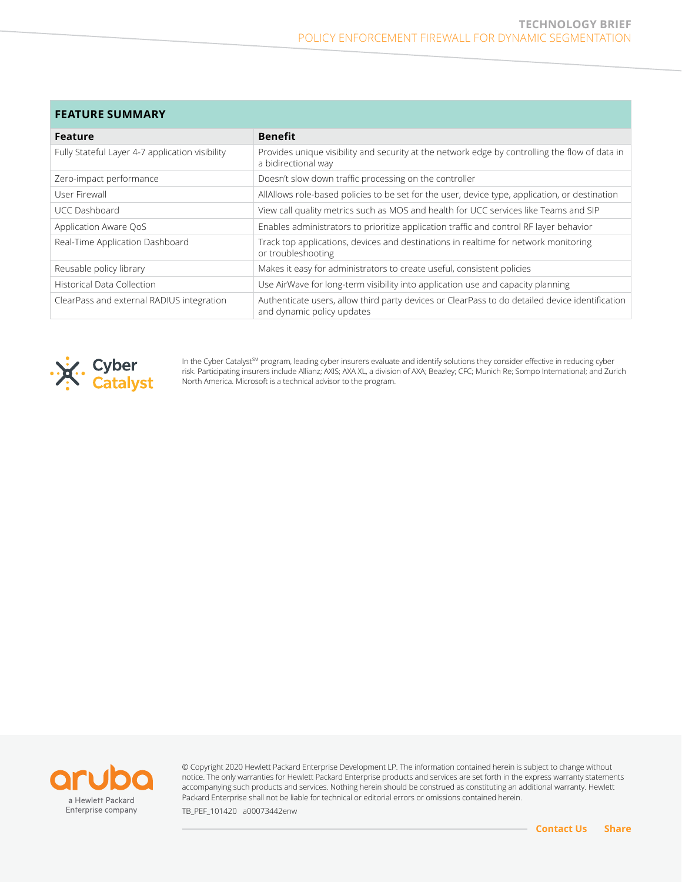## FEATURE SUMMARY

| Feature | Benefit |
|---|---|
| Fully Stateful Layer 4-7 application visibility | Provides unique visibility and security at the network edge by controlling the flow of data in a bidirectional way |
| Zero-impact performance | Doesn't slow down traffic processing on the controller |
| User Firewall | AllAllows role-based policies to be set for the user, device type, application, or destination |
| UCC Dashboard | View call quality metrics such as MOS and health for UCC services like Teams and SIP |
| Application Aware QoS | Enables administrators to prioritize application traffic and control RF layer behavior |
| Real-Time Application Dashboard | Track top applications, devices and destinations in realtime for network monitoring or troubleshooting |
| Reusable policy library | Makes it easy for administrators to create useful, consistent policies |
| Historical Data Collection | Use AirWave for long-term visibility into application use and capacity planning |
| ClearPass and external RADIUS integration | Authenticate users, allow third party devices or ClearPass to do detailed device identification and dynamic policy updates |

Cyber Catalyst

In the Cyber Catalyst[SM] program, leading cyber insurers evaluate and identify solutions they consider effective in reducing cyber risk. Participating insurers include Allianz; AXIS; AXA XL, a division of AXA; Beazley; CFC; Munich Re; Sompo International; and Zurich North America. Microsoft is a technical advisor to the program.

aruba
a Hewlett Packard Enterprise company

© Copyright 2020 Hewlett Packard Enterprise Development LP. The information contained herein is subject to change without notice. The only warranties for Hewlett Packard Enterprise products and services are set forth in the express warranty statements accompanying such products and services. Nothing herein should be construed as constituting an additional warranty. Hewlett Packard Enterprise shall not be liable for technical or editorial errors or omissions contained herein.

TB_PEF_101420 a00073442enw

Contact Us Share